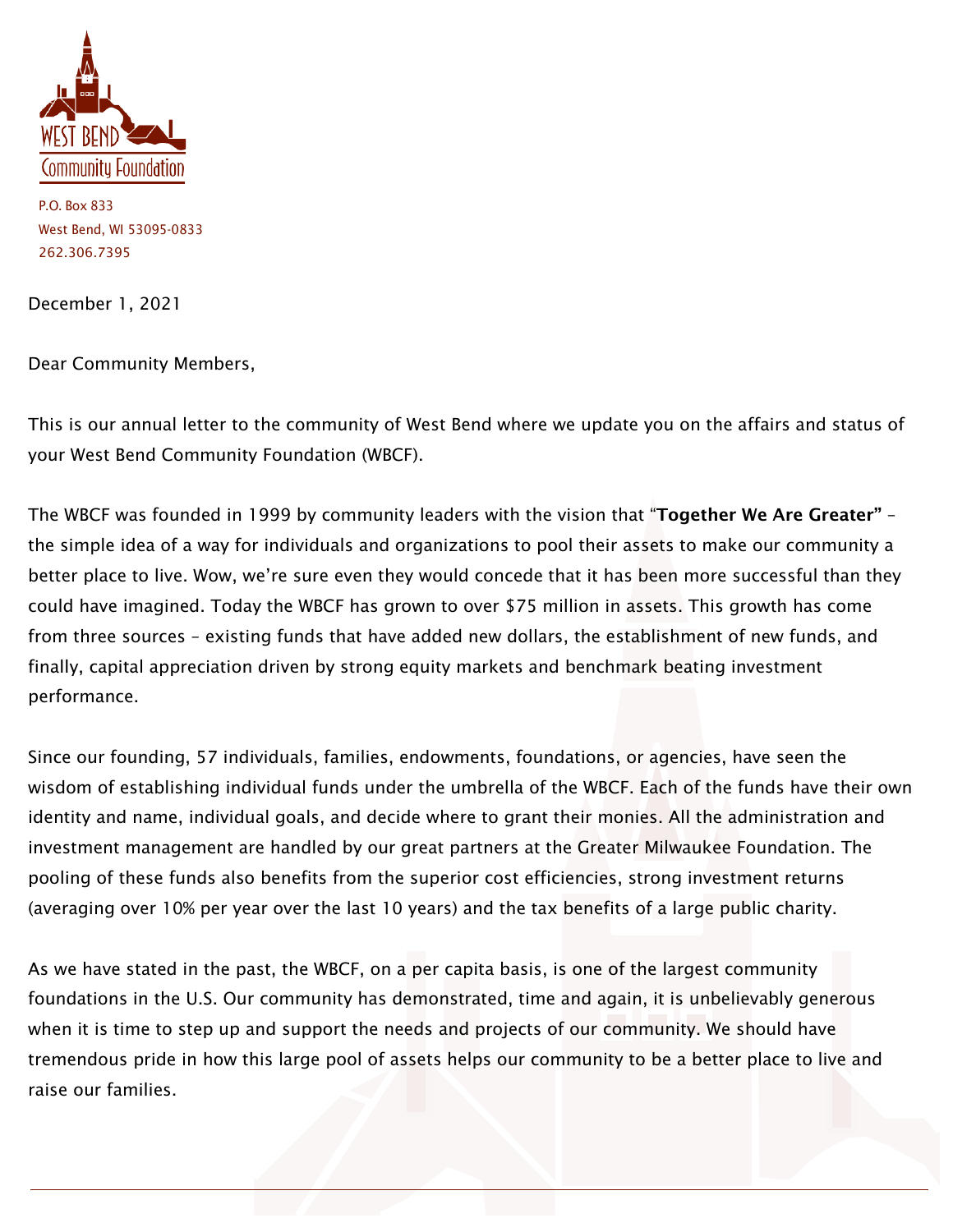WEST BEND
Community Foundation

P.O. Box 833
West Bend, WI 53095-0833
262.306.7395

December 1, 2021

Dear Community Members,

This is our annual letter to the community of West Bend where we update you on the affairs and status of your West Bend Community Foundation (WBCF).

The WBCF was founded in 1999 by community leaders with the vision that "**Together We Are Greater"** – the simple idea of a way for individuals and organizations to pool their assets to make our community a better place to live. Wow, we're sure even they would concede that it has been more successful than they could have imagined. Today the WBCF has grown to over $75 million in assets. This growth has come from three sources – existing funds that have added new dollars, the establishment of new funds, and finally, capital appreciation driven by strong equity markets and benchmark beating investment performance.

Since our founding, 57 individuals, families, endowments, foundations, or agencies, have seen the wisdom of establishing individual funds under the umbrella of the WBCF. Each of the funds have their own identity and name, individual goals, and decide where to grant their monies. All the administration and investment management are handled by our great partners at the Greater Milwaukee Foundation. The pooling of these funds also benefits from the superior cost efficiencies, strong investment returns (averaging over 10% per year over the last 10 years) and the tax benefits of a large public charity.

As we have stated in the past, the WBCF, on a per capita basis, is one of the largest community foundations in the U.S. Our community has demonstrated, time and again, it is unbelievably generous when it is time to step up and support the needs and projects of our community. We should have tremendous pride in how this large pool of assets helps our community to be a better place to live and raise our families.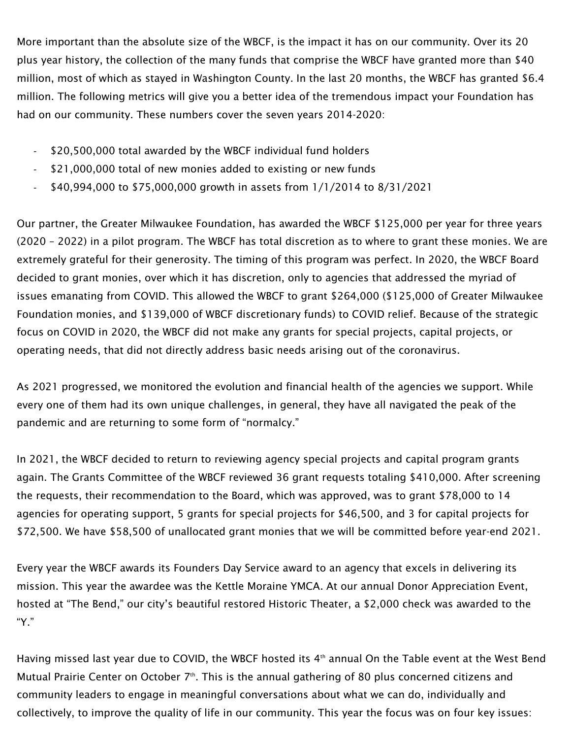More important than the absolute size of the WBCF, is the impact it has on our community. Over its 20 plus year history, the collection of the many funds that comprise the WBCF have granted more than $40 million, most of which as stayed in Washington County. In the last 20 months, the WBCF has granted $6.4 million. The following metrics will give you a better idea of the tremendous impact your Foundation has had on our community. These numbers cover the seven years 2014-2020:

- $20,500,000 total awarded by the WBCF individual fund holders
- $21,000,000 total of new monies added to existing or new funds
- $40,994,000 to $75,000,000 growth in assets from 1/1/2014 to 8/31/2021

Our partner, the Greater Milwaukee Foundation, has awarded the WBCF $125,000 per year for three years (2020 – 2022) in a pilot program. The WBCF has total discretion as to where to grant these monies. We are extremely grateful for their generosity. The timing of this program was perfect. In 2020, the WBCF Board decided to grant monies, over which it has discretion, only to agencies that addressed the myriad of issues emanating from COVID. This allowed the WBCF to grant $264,000 ($125,000 of Greater Milwaukee Foundation monies, and $139,000 of WBCF discretionary funds) to COVID relief. Because of the strategic focus on COVID in 2020, the WBCF did not make any grants for special projects, capital projects, or operating needs, that did not directly address basic needs arising out of the coronavirus.

As 2021 progressed, we monitored the evolution and financial health of the agencies we support. While every one of them had its own unique challenges, in general, they have all navigated the peak of the pandemic and are returning to some form of "normalcy."

In 2021, the WBCF decided to return to reviewing agency special projects and capital program grants again. The Grants Committee of the WBCF reviewed 36 grant requests totaling $410,000. After screening the requests, their recommendation to the Board, which was approved, was to grant $78,000 to 14 agencies for operating support, 5 grants for special projects for $46,500, and 3 for capital projects for $72,500. We have $58,500 of unallocated grant monies that we will be committed before year-end 2021.

Every year the WBCF awards its Founders Day Service award to an agency that excels in delivering its mission. This year the awardee was the Kettle Moraine YMCA. At our annual Donor Appreciation Event, hosted at "The Bend," our city's beautiful restored Historic Theater, a $2,000 check was awarded to the "Y."

Having missed last year due to COVID, the WBCF hosted its 4th annual On the Table event at the West Bend Mutual Prairie Center on October 7th. This is the annual gathering of 80 plus concerned citizens and community leaders to engage in meaningful conversations about what we can do, individually and collectively, to improve the quality of life in our community. This year the focus was on four key issues: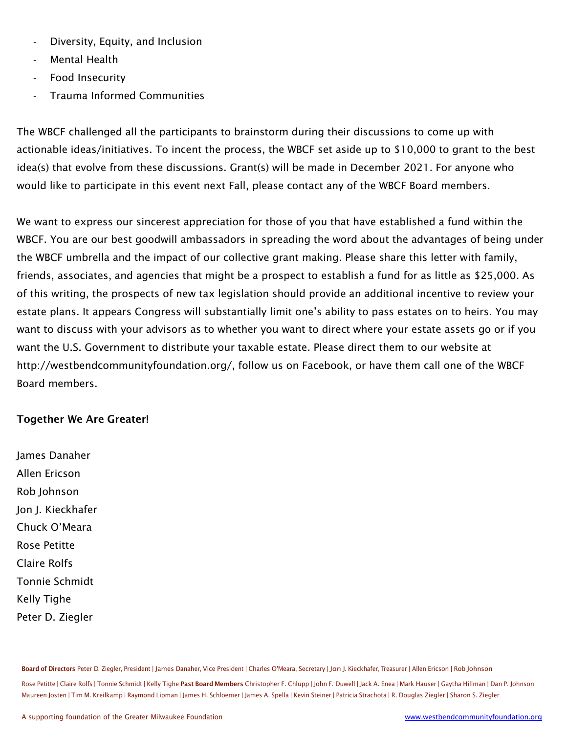- Diversity, Equity, and Inclusion
- Mental Health
- Food Insecurity
- Trauma Informed Communities

The WBCF challenged all the participants to brainstorm during their discussions to come up with actionable ideas/initiatives. To incent the process, the WBCF set aside up to $10,000 to grant to the best idea(s) that evolve from these discussions. Grant(s) will be made in December 2021. For anyone who would like to participate in this event next Fall, please contact any of the WBCF Board members.

We want to express our sincerest appreciation for those of you that have established a fund within the WBCF. You are our best goodwill ambassadors in spreading the word about the advantages of being under the WBCF umbrella and the impact of our collective grant making. Please share this letter with family, friends, associates, and agencies that might be a prospect to establish a fund for as little as $25,000. As of this writing, the prospects of new tax legislation should provide an additional incentive to review your estate plans. It appears Congress will substantially limit one's ability to pass estates on to heirs. You may want to discuss with your advisors as to whether you want to direct where your estate assets go or if you want the U.S. Government to distribute your taxable estate. Please direct them to our website at http://westbendcommunityfoundation.org/, follow us on Facebook, or have them call one of the WBCF Board members.

**Together We Are Greater!**

James Danaher
Allen Ericson
Rob Johnson
Jon J. Kieckhafer
Chuck O'Meara
Rose Petitte
Claire Rolfs
Tonnie Schmidt
Kelly Tighe
Peter D. Ziegler

**Board of Directors** Peter D. Ziegler, President | James Danaher, Vice President | Charles O'Meara, Secretary | Jon J. Kieckhafer, Treasurer | Allen Ericson | Rob Johnson
Rose Petitte | Claire Rolfs | Tonnie Schmidt | Kelly Tighe **Past Board Members** Christopher F. Chlupp | John F. Duwell | Jack A. Enea | Mark Hauser | Gaytha Hillman | Dan P. Johnson
Maureen Josten | Tim M. Kreilkamp | Raymond Lipman | James H. Schloemer | James A. Spella | Kevin Steiner | Patricia Strachota | R. Douglas Ziegler | Sharon S. Ziegler

A supporting foundation of the Greater Milwaukee Foundation www.westbendcommunityfoundation.org